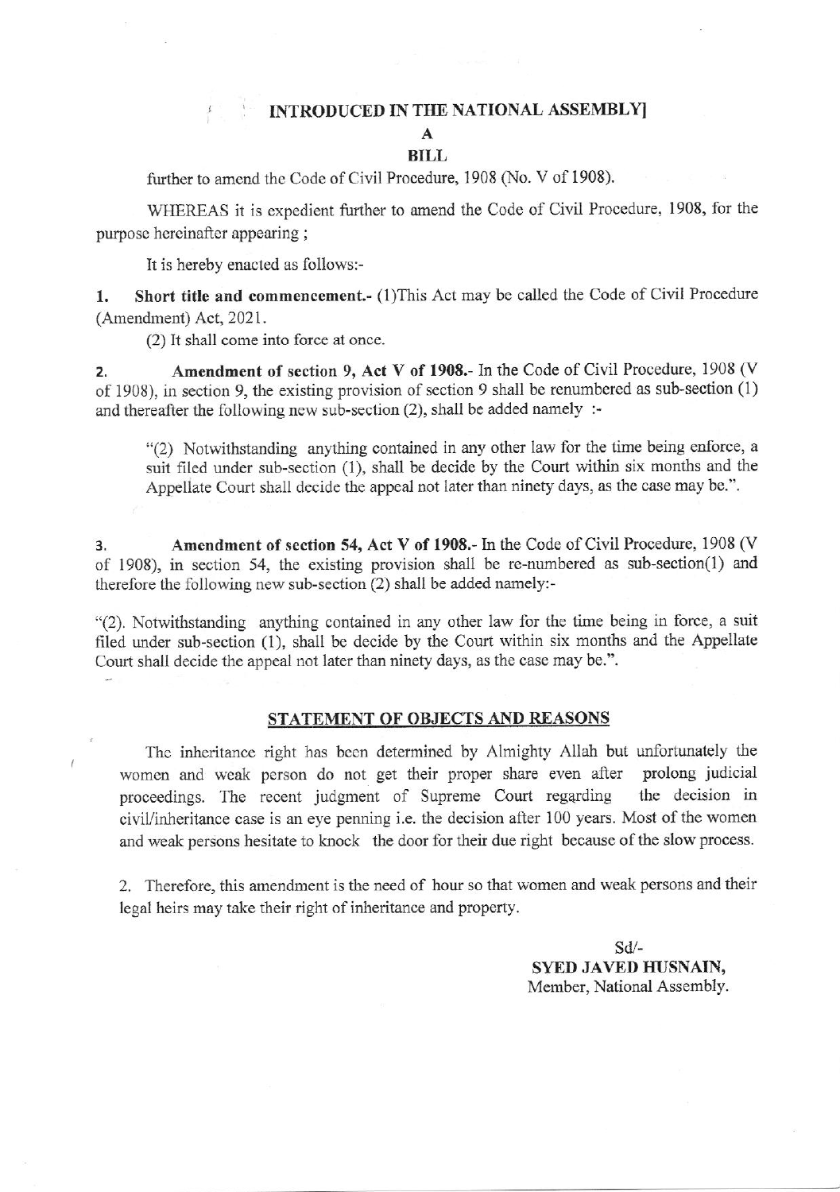**INTRODUCED IN THE NATIONAL ASSEMBLY]**

# A
# BILL

further to amend the Code of Civil Procedure, 1908 (No. V of 1908).

WHEREAS it is expedient further to amend the Code of Civil Procedure, 1908, for the purpose hereinafter appearing ;

It is hereby enacted as follows:-

1. **Short title and commencement.-** (1)This Act may be called the Code of Civil Procedure (Amendment) Act, 2021.

   (2) It shall come into force at once.

2. **Amendment of section 9, Act V of 1908.-** In the Code of Civil Procedure, 1908 (V of 1908), in section 9, the existing provision of section 9 shall be renumbered as sub-section (1) and thereafter the following new sub-section (2), shall be added namely :-

   "(2) Notwithstanding anything contained in any other law for the time being enforce, a suit filed under sub-section (1), shall be decide by the Court within six months and the Appellate Court shall decide the appeal not later than ninety days, as the case may be.".

3. **Amendment of section 54, Act V of 1908.-** In the Code of Civil Procedure, 1908 (V of 1908), in section 54, the existing provision shall be re-numbered as sub-section(1) and therefore the following new sub-section (2) shall be added namely:-

"(2). Notwithstanding anything contained in any other law for the time being in force, a suit filed under sub-section (1), shall be decide by the Court within six months and the Appellate Court shall decide the appeal not later than ninety days, as the case may be.".

## STATEMENT OF OBJECTS AND REASONS

The inheritance right has been determined by Almighty Allah but unfortunately the women and weak person do not get their proper share even after prolong judicial proceedings. The recent judgment of Supreme Court regarding the decision in civil/inheritance case is an eye penning i.e. the decision after 100 years. Most of the women and weak persons hesitate to knock the door for their due right because of the slow process.

2. Therefore, this amendment is the need of hour so that women and weak persons and their legal heirs may take their right of inheritance and property.

Sd/-
**SYED JAVED HUSNAIN,**
Member, National Assembly.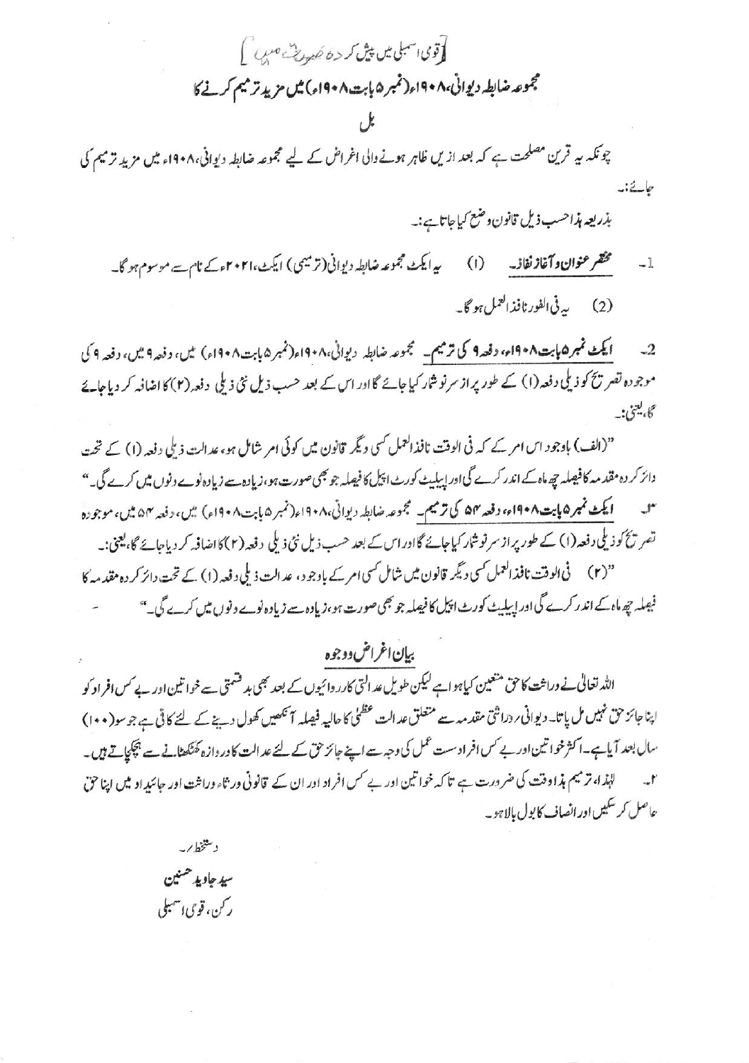[قومی اسمبلی میں پیش کردہ صورت میں]

# مجموعہ ضابطہ دیوانی، ۱۹۰۸ء (نمبر ۵ بابت ۱۹۰۸ء) میں مزید ترمیم کرنے کا

## بل

چونکہ یہ قرین مصلحت ہے کہ بعد ازیں ظاہر ہونے والی اغراض کے لیے مجموعہ ضابطہ دیوانی، ۱۹۰۸ء میں مزید ترمیم کی جائے:۔

بذریعہ ہذا حسب ذیل قانون وضع کیا جاتا ہے:۔

1۔ **مختصر عنوان و آغاز نفاذ۔** (1) یہ ایکٹ مجموعہ ضابطہ دیوانی (ترمیمی) ایکٹ، ۲۰۲۱ء کے نام سے موسوم ہو گا۔

(2) یہ فی الفور نافذ العمل ہو گا۔

2۔ **ایکٹ نمبر ۵ بابت ۱۹۰۸ء، دفعہ ۹ کی ترمیم۔** مجموعہ ضابطہ دیوانی، ۱۹۰۸ء (نمبر ۵ بابت ۱۹۰۸ء) میں، دفعہ ۹ میں، دفعہ ۹ کی موجودہ تصریح کو ذیلی دفعہ (۱) کے طور پر از سر نو شمار کیا جائے گا اور اس کے بعد حسب ذیل نئی ذیلی دفعہ (۲) کا اضافہ کر دیا جائے گا، یعنی:۔

"(الف) باوجود اس امر کے کہ فی الوقت نافذ العمل کسی دیگر قانون میں کوئی امر شامل ہو، عدالت ذیلی دفعہ (۱) کے تحت دائر کردہ مقدمہ کا فیصلہ چھ ماہ کے اندر کرے گی اور اپیلیٹ کورٹ اپیل کا فیصلہ جو بھی صورت ہو، زیادہ سے زیادہ نوے دنوں میں کرے گی۔"

3۔ **ایکٹ نمبر ۵ بابت ۱۹۰۸ء، دفعہ ۵۴ کی ترمیم۔** مجموعہ ضابطہ دیوانی، ۱۹۰۸ء (نمبر ۵ بابت ۱۹۰۸ء) میں، دفعہ ۵۴ میں، موجودہ تصریح کو ذیلی دفعہ (۱) کے طور پر از سر نو شمار کیا جائے گا اور اس کے بعد حسب ذیل نئی ذیلی دفعہ (۲) کا اضافہ کر دیا جائے گا، یعنی:۔

"(۲) فی الوقت نافذ العمل کسی دیگر قانون میں شامل کسی امر کے باوجود، عدالت ذیلی دفعہ (۱) کے تحت دائر کردہ مقدمہ کا فیصلہ چھ ماہ کے اندر کرے گی اور اپیلیٹ کورٹ اپیل کا فیصلہ جو بھی صورت ہو، زیادہ سے زیادہ نوے دنوں میں کرے گی۔"

## بیان اغراض و وجوہ

اللہ تعالیٰ نے وراثت کا حق متعین کیا ہوا ہے لیکن طویل عدالتی کارروائیوں کے بعد بھی بد قسمتی سے خواتین اور بے کس افراد کو اپنا جائز حق نہیں مل پاتا۔ دیوانی / وراثتی مقدمہ سے متعلق عدالت عظمیٰ کا حالیہ فیصلہ آنکھیں کھول دینے کے لئے کافی ہے جو سو (۱۰۰) سال بعد آیا ہے۔ اکثر خواتین اور بے کس افراد سست عمل کی وجہ سے اپنے جائز حق کے لئے عدالت کا دروازہ کھٹکھٹانے سے ہچکچاتے ہیں۔

۲۔ لہٰذا، ترمیم ہذا وقت کی ضرورت ہے تاکہ خواتین اور بے کس افراد اور ان کے قانونی ورثاء وراثت اور جائیداد میں اپنا حق حاصل کر سکیں اور انصاف کا بول بالا ہو۔

دستخط/۔

سید جاوید حسنین

رکن، قومی اسمبلی